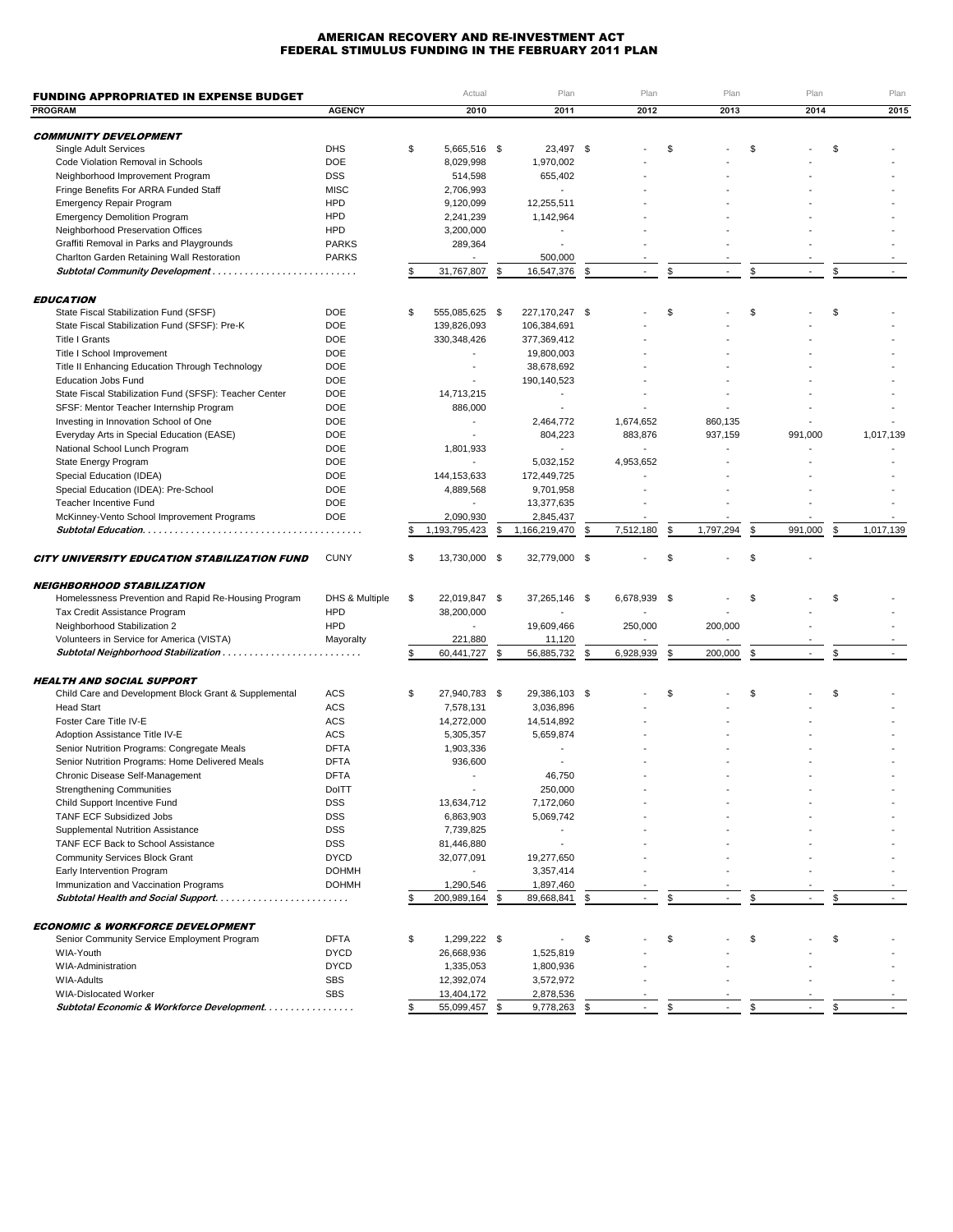# AMERICAN RECOVERY AND RE-INVESTMENT ACT
# FEDERAL STIMULUS FUNDING IN THE FEBRUARY 2011 PLAN

| FUNDING APPROPRIATED IN EXPENSE BUDGET | | Actual | Plan | Plan | Plan | Plan | Plan |
|---|---|---|---|---|---|---|---|
| **PROGRAM** | **AGENCY** | **2010** | **2011** | **2012** | **2013** | **2014** | **2015** |
| ***COMMUNITY DEVELOPMENT*** | | | | | | | |
| Single Adult Services | DHS | $ 5,665,516 | $ 23,497 | $ - | $ - | $ - | $ - |
| Code Violation Removal in Schools | DOE | 8,029,998 | 1,970,002 | - | - | - | - |
| Neighborhood Improvement Program | DSS | 514,598 | 655,402 | - | - | - | - |
| Fringe Benefits For ARRA Funded Staff | MISC | 2,706,993 | - | - | - | - | - |
| Emergency Repair Program | HPD | 9,120,099 | 12,255,511 | - | - | - | - |
| Emergency Demolition Program | HPD | 2,241,239 | 1,142,964 | - | - | - | - |
| Neighborhood Preservation Offices | HPD | 3,200,000 | - | - | - | - | - |
| Graffiti Removal in Parks and Playgrounds | PARKS | 289,364 | - | - | - | - | - |
| Charlton Garden Retaining Wall Restoration | PARKS | - | 500,000 | - | - | - | - |
| ***Subtotal Community Development*** | | $ 31,767,807 | $ 16,547,376 | $ - | $ - | $ - | $ - |
| ***EDUCATION*** | | | | | | | |
| State Fiscal Stabilization Fund (SFSF) | DOE | $ 555,085,625 | $ 227,170,247 | $ - | $ - | $ - | $ - |
| State Fiscal Stabilization Fund (SFSF): Pre-K | DOE | 139,826,093 | 106,384,691 | - | - | - | - |
| Title I Grants | DOE | 330,348,426 | 377,369,412 | - | - | - | - |
| Title I School Improvement | DOE | - | 19,800,003 | - | - | - | - |
| Title II Enhancing Education Through Technology | DOE | - | 38,678,692 | - | - | - | - |
| Education Jobs Fund | DOE | - | 190,140,523 | - | - | - | - |
| State Fiscal Stabilization Fund (SFSF): Teacher Center | DOE | 14,713,215 | - | - | - | - | - |
| SFSF: Mentor Teacher Internship Program | DOE | 886,000 | - | - | - | - | - |
| Investing in Innovation School of One | DOE | - | 2,464,772 | 1,674,652 | 860,135 | - | - |
| Everyday Arts in Special Education (EASE) | DOE | - | 804,223 | 883,876 | 937,159 | 991,000 | 1,017,139 |
| National School Lunch Program | DOE | 1,801,933 | - | - | - | - | - |
| State Energy Program | DOE | - | 5,032,152 | 4,953,652 | - | - | - |
| Special Education (IDEA) | DOE | 144,153,633 | 172,449,725 | - | - | - | - |
| Special Education (IDEA): Pre-School | DOE | 4,889,568 | 9,701,958 | - | - | - | - |
| Teacher Incentive Fund | DOE | - | 13,377,635 | - | - | - | - |
| McKinney-Vento School Improvement Programs | DOE | 2,090,930 | 2,845,437 | - | - | - | - |
| ***Subtotal Education*** | | $ 1,193,795,423 | $ 1,166,219,470 | $ 7,512,180 | $ 1,797,294 | $ 991,000 | $ 1,017,139 |
| ***CITY UNIVERSITY EDUCATION STABILIZATION FUND*** | CUNY | $ 13,730,000 | $ 32,779,000 | $ - | $ - | $ - | |
| ***NEIGHBORHOOD STABILIZATION*** | | | | | | | |
| Homelessness Prevention and Rapid Re-Housing Program | DHS & Multiple | $ 22,019,847 | $ 37,265,146 | $ 6,678,939 | $ - | $ - | $ - |
| Tax Credit Assistance Program | HPD | 38,200,000 | - | - | - | - | - |
| Neighborhood Stabilization 2 | HPD | - | 19,609,466 | 250,000 | 200,000 | - | - |
| Volunteers in Service for America (VISTA) | Mayoralty | 221,880 | 11,120 | - | - | - | - |
| ***Subtotal Neighborhood Stabilization*** | | $ 60,441,727 | $ 56,885,732 | $ 6,928,939 | $ 200,000 | $ - | $ - |
| ***HEALTH AND SOCIAL SUPPORT*** | | | | | | | |
| Child Care and Development Block Grant & Supplemental | ACS | $ 27,940,783 | $ 29,386,103 | $ - | $ - | $ - | $ - |
| Head Start | ACS | 7,578,131 | 3,036,896 | - | - | - | - |
| Foster Care Title IV-E | ACS | 14,272,000 | 14,514,892 | - | - | - | - |
| Adoption Assistance Title IV-E | ACS | 5,305,357 | 5,659,874 | - | - | - | - |
| Senior Nutrition Programs: Congregate Meals | DFTA | 1,903,336 | - | - | - | - | - |
| Senior Nutrition Programs: Home Delivered Meals | DFTA | 936,600 | - | - | - | - | - |
| Chronic Disease Self-Management | DFTA | - | 46,750 | - | - | - | - |
| Strengthening Communities | DoITT | - | 250,000 | - | - | - | - |
| Child Support Incentive Fund | DSS | 13,634,712 | 7,172,060 | - | - | - | - |
| TANF ECF Subsidized Jobs | DSS | 6,863,903 | 5,069,742 | - | - | - | - |
| Supplemental Nutrition Assistance | DSS | 7,739,825 | - | - | - | - | - |
| TANF ECF Back to School Assistance | DSS | 81,446,880 | - | - | - | - | - |
| Community Services Block Grant | DYCD | 32,077,091 | 19,277,650 | - | - | - | - |
| Early Intervention Program | DOHMH | - | 3,357,414 | - | - | - | - |
| Immunization and Vaccination Programs | DOHMH | 1,290,546 | 1,897,460 | - | - | - | - |
| ***Subtotal Health and Social Support*** | | $ 200,989,164 | $ 89,668,841 | $ - | $ - | $ - | $ - |
| ***ECONOMIC & WORKFORCE DEVELOPMENT*** | | | | | | | |
| Senior Community Service Employment Program | DFTA | $ 1,299,222 | $ - | $ - | $ - | $ - | $ - |
| WIA-Youth | DYCD | 26,668,936 | 1,525,819 | - | - | - | - |
| WIA-Administration | DYCD | 1,335,053 | 1,800,936 | - | - | - | - |
| WIA-Adults | SBS | 12,392,074 | 3,572,972 | - | - | - | - |
| WIA-Dislocated Worker | SBS | 13,404,172 | 2,878,536 | - | - | - | - |
| ***Subtotal Economic & Workforce Development*** | | $ 55,099,457 | $ 9,778,263 | $ - | $ - | $ - | $ - |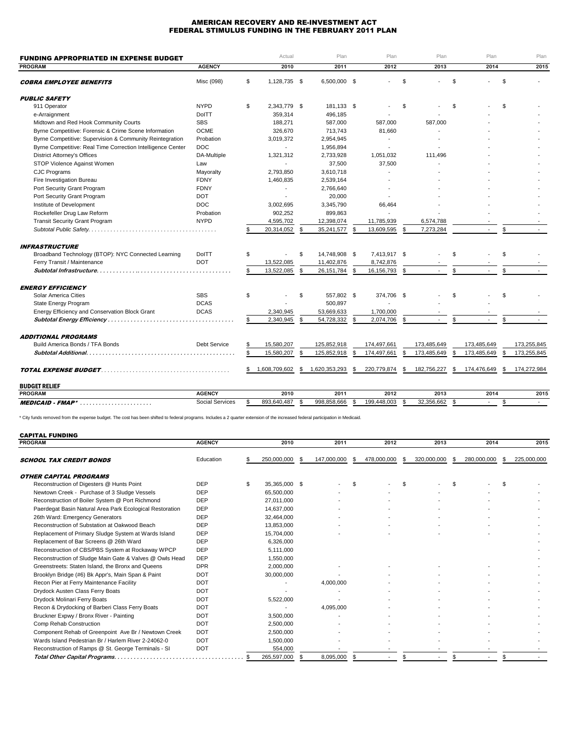# AMERICAN RECOVERY AND RE-INVESTMENT ACT
# FEDERAL STIMULUS FUNDING IN THE FEBRUARY 2011 PLAN

| FUNDING APPROPRIATED IN EXPENSE BUDGET | | Actual | Plan | Plan | Plan | Plan | Plan |
|---|---|---|---|---|---|---|---|
| **PROGRAM** | **AGENCY** | **2010** | **2011** | **2012** | **2013** | **2014** | **2015** |
| ***COBRA EMPLOYEE BENEFITS*** | Misc (098) | $ 1,128,735 | $ 6,500,000 | $ - | $ - | $ - | $ - |
| ***PUBLIC SAFETY*** | | | | | | | |
| 911 Operator | NYPD | $ 2,343,779 | $ 181,133 | $ - | $ - | $ - | $ - |
| e-Arraignment | DoITT | 359,314 | 496,185 | - | - | - | - |
| Midtown and Red Hook Community Courts | SBS | 188,271 | 587,000 | 587,000 | 587,000 | - | - |
| Byrne Competitive: Forensic & Crime Scene Information | OCME | 326,670 | 713,743 | 81,660 | - | - | - |
| Byrne Competitive: Supervision & Community Reintegration | Probation | 3,019,372 | 2,954,945 | - | - | - | - |
| Byrne Competitive: Real Time Correction Intelligence Center | DOC | - | 1,956,894 | - | - | - | - |
| District Attorney's Offices | DA-Multiple | 1,321,312 | 2,733,928 | 1,051,032 | 111,496 | - | - |
| STOP Violence Against Women | Law | - | 37,500 | 37,500 | - | - | - |
| CJC Programs | Mayoralty | 2,793,850 | 3,610,718 | - | - | - | - |
| Fire Investigation Bureau | FDNY | 1,460,835 | 2,539,164 | - | - | - | - |
| Port Security Grant Program | FDNY | - | 2,766,640 | - | - | - | - |
| Port Security Grant Program | DOT | - | 20,000 | - | - | - | - |
| Institute of Development | DOC | 3,002,695 | 3,345,790 | 66,464 | - | - | - |
| Rockefeller Drug Law Reform | Probation | 902,252 | 899,863 | - | - | - | - |
| Transit Security Grant Program | NYPD | 4,595,702 | 12,398,074 | 11,785,939 | 6,574,788 | - | - |
| *Subtotal Public Safety.......................................* | | $ 20,314,052 | $ 35,241,577 | $ 13,609,595 | $ 7,273,284 | - | $ - |
| ***INFRASTRUCTURE*** | | | | | | | |
| Broadband Technology (BTOP): NYC Connected Learning | DoITT | $ - | $ 14,748,908 | $ 7,413,917 | $ - | $ - | $ - |
| Ferry Transit / Maintenance | DOT | 13,522,085 | 11,402,876 | 8,742,876 | - | - | - |
| ***Subtotal Infrastructure.............................................*** | | $ 13,522,085 | $ 26,151,784 | $ 16,156,793 | $ - | $ - | $ - |
| ***ENERGY EFFICIENCY*** | | | | | | | |
| Solar America Cities | SBS | $ - | $ 557,802 | $ 374,706 | $ - | $ - | $ - |
| State Energy Program | DCAS | - | 500,897 | - | - | - | |
| Energy Efficiency and Conservation Block Grant | DCAS | 2,340,945 | 53,669,633 | 1,700,000 | - | - | - |
| ***Subtotal Energy Efficiency.......................................*** | | $ 2,340,945 | $ 54,728,332 | $ 2,074,706 | $ - | $ - | $ - |
| ***ADDITIONAL PROGRAMS*** | | | | | | | |
| Build America Bonds / TFA Bonds | Debt Service | $ 15,580,207 | 125,852,918 | 174,497,661 | 173,485,649 | 173,485,649 | 173,255,845 |
| ***Subtotal Additional.............................................*** | | $ 15,580,207 | $ 125,852,918 | $ 174,497,661 | $ 173,485,649 | $ 173,485,649 | $ 173,255,845 |
| ***TOTAL EXPENSE BUDGET........................................*** | | $ 1,608,709,602 | $ 1,620,353,293 | $ 220,779,874 | $ 182,756,227 | $ 174,476,649 | $ 174,272,984 |

**BUDGET RELIEF**

| PROGRAM | AGENCY | 2010 | 2011 | 2012 | 2013 | 2014 | 2015 |
|---|---|---|---|---|---|---|---|
| ***MEDICAID - FMAP\*......................*** | Social Services | $ 893,640,487 | $ 998,858,666 | $ 199,448,003 | $ 32,356,662 | $ - | $ - |

\* City funds removed from the expense budget. The cost has been shifted to federal programs. Includes a 2 quarter extension of the increased federal participation in Medicaid.

**CAPITAL FUNDING**

| PROGRAM | AGENCY | 2010 | 2011 | 2012 | 2013 | 2014 | 2015 |
|---|---|---|---|---|---|---|---|
| ***SCHOOL TAX CREDIT BONDS*** | Education | $ 250,000,000 | $ 147,000,000 | $ 478,000,000 | $ 320,000,000 | $ 280,000,000 | $ 225,000,000 |
| ***OTHER CAPITAL PROGRAMS*** | | | | | | | |
| Reconstruction of Digesters @ Hunts Point | DEP | $ 35,365,000 | $ - | $ - | $ - | $ - | $ - |
| Newtown Creek - Purchase of 3 Sludge Vessels | DEP | 65,500,000 | - | - | - | - | - |
| Reconstruction of Boiler System @ Port Richmond | DEP | 27,011,000 | - | - | - | - | - |
| Paerdegat Basin Natural Area Park Ecological Restoration | DEP | 14,637,000 | - | - | - | - | - |
| 26th Ward: Emergency Generators | DEP | 32,464,000 | - | - | - | - | - |
| Reconstruction of Substation at Oakwood Beach | DEP | 13,853,000 | - | - | - | - | - |
| Replacement of Primary Sludge System at Wards Island | DEP | 15,704,000 | - | - | - | - | - |
| Replacement of Bar Screens @ 26th Ward | DEP | 6,326,000 | | | | | - |
| Reconstruction of CBS/PBS System at Rockaway WPCP | DEP | 5,111,000 | | | | | - |
| Reconstruction of Sludge Main Gate & Valves @ Owls Head | DEP | 1,550,000 | | | | | - |
| Greenstreets: Staten Island, the Bronx and Queens | DPR | 2,000,000 | - | - | - | - | - |
| Brooklyn Bridge (#6) Bk Appr's, Main Span & Paint | DOT | 30,000,000 | - | - | - | - | - |
| Recon Pier at Ferry Maintenance Facility | DOT | - | 4,000,000 | - | - | - | - |
| Drydock Austen Class Ferry Boats | DOT | - | - | - | - | - | - |
| Drydock Molinari Ferry Boats | DOT | 5,522,000 | - | - | - | - | - |
| Recon & Drydocking of Barberi Class Ferry Boats | DOT | - | 4,095,000 | - | - | - | - |
| Bruckner Expwy / Bronx River - Painting | DOT | 3,500,000 | - | - | - | - | - |
| Comp Rehab Construction | DOT | 2,500,000 | - | - | - | - | - |
| Component Rehab of Greenpoint Ave Br / Newtown Creek | DOT | 2,500,000 | - | - | - | - | - |
| Wards Island Pedestrian Br / Harlem River 2-24062-0 | DOT | 1,500,000 | - | - | - | - | - |
| Reconstruction of Ramps @ St. George Terminals - SI | DOT | 554,000 | - | - | - | - | - |
| ***Total Other Capital Programs.......................................*** | | $ 265,597,000 | $ 8,095,000 | $ - | $ - | $ - | $ - |